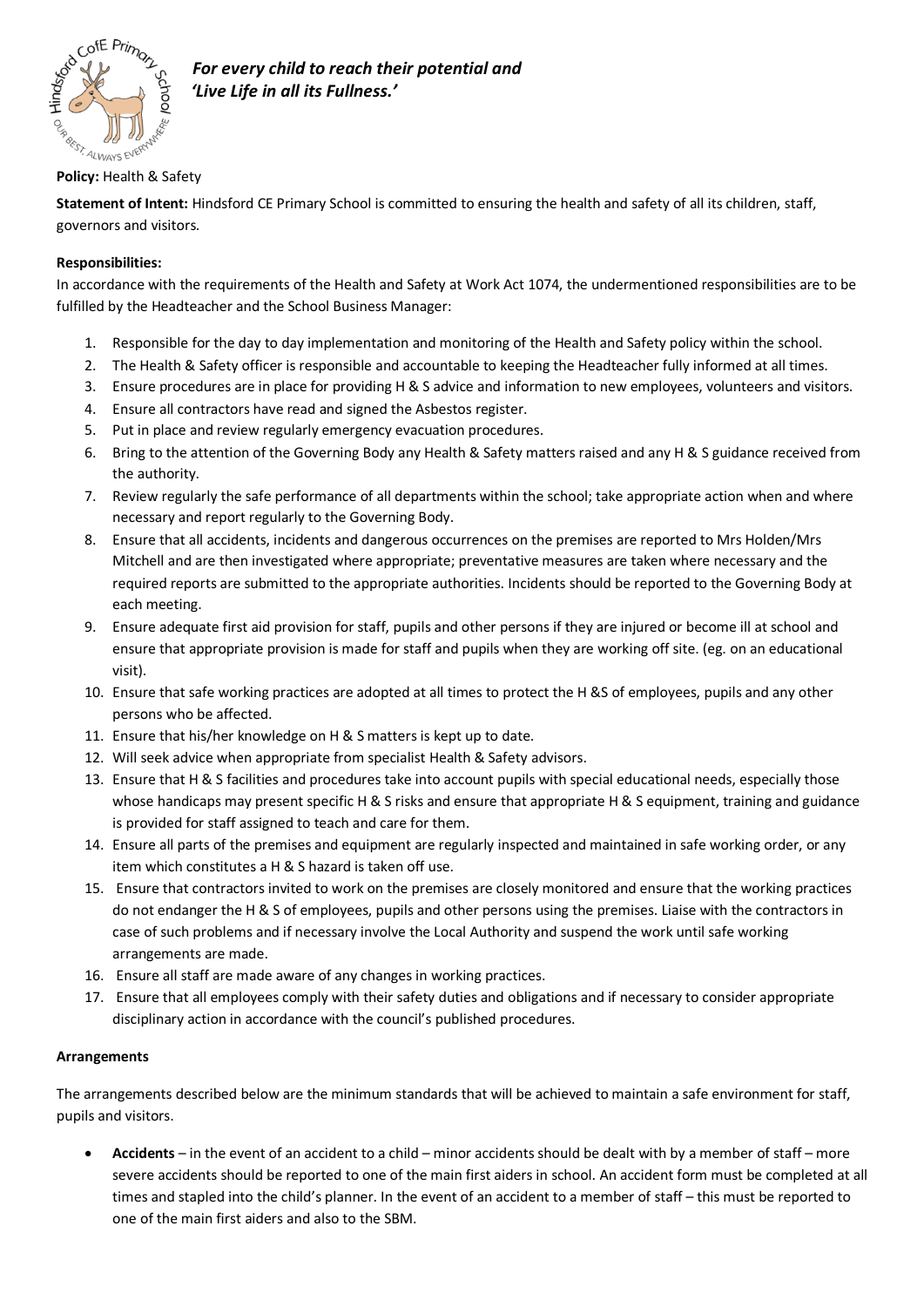*For every child to reach their potential and 'Live Life in all its Fullness.'*

**Policy:** Health & Safety

**Statement of Intent:** Hindsford CE Primary School is committed to ensuring the health and safety of all its children, staff, governors and visitors.

**Responsibilities:**

In accordance with the requirements of the Health and Safety at Work Act 1074, the undermentioned responsibilities are to be fulfilled by the Headteacher and the School Business Manager:

1. Responsible for the day to day implementation and monitoring of the Health and Safety policy within the school.
2. The Health & Safety officer is responsible and accountable to keeping the Headteacher fully informed at all times.
3. Ensure procedures are in place for providing H & S advice and information to new employees, volunteers and visitors.
4. Ensure all contractors have read and signed the Asbestos register.
5. Put in place and review regularly emergency evacuation procedures.
6. Bring to the attention of the Governing Body any Health & Safety matters raised and any H & S guidance received from the authority.
7. Review regularly the safe performance of all departments within the school; take appropriate action when and where necessary and report regularly to the Governing Body.
8. Ensure that all accidents, incidents and dangerous occurrences on the premises are reported to Mrs Holden/Mrs Mitchell and are then investigated where appropriate; preventative measures are taken where necessary and the required reports are submitted to the appropriate authorities. Incidents should be reported to the Governing Body at each meeting.
9. Ensure adequate first aid provision for staff, pupils and other persons if they are injured or become ill at school and ensure that appropriate provision is made for staff and pupils when they are working off site. (eg. on an educational visit).
10. Ensure that safe working practices are adopted at all times to protect the H &S of employees, pupils and any other persons who be affected.
11. Ensure that his/her knowledge on H & S matters is kept up to date.
12. Will seek advice when appropriate from specialist Health & Safety advisors.
13. Ensure that H & S facilities and procedures take into account pupils with special educational needs, especially those whose handicaps may present specific H & S risks and ensure that appropriate H & S equipment, training and guidance is provided for staff assigned to teach and care for them.
14. Ensure all parts of the premises and equipment are regularly inspected and maintained in safe working order, or any item which constitutes a H & S hazard is taken off use.
15. Ensure that contractors invited to work on the premises are closely monitored and ensure that the working practices do not endanger the H & S of employees, pupils and other persons using the premises. Liaise with the contractors in case of such problems and if necessary involve the Local Authority and suspend the work until safe working arrangements are made.
16. Ensure all staff are made aware of any changes in working practices.
17. Ensure that all employees comply with their safety duties and obligations and if necessary to consider appropriate disciplinary action in accordance with the council's published procedures.

**Arrangements**

The arrangements described below are the minimum standards that will be achieved to maintain a safe environment for staff, pupils and visitors.

- **Accidents** – in the event of an accident to a child – minor accidents should be dealt with by a member of staff – more severe accidents should be reported to one of the main first aiders in school. An accident form must be completed at all times and stapled into the child's planner. In the event of an accident to a member of staff – this must be reported to one of the main first aiders and also to the SBM.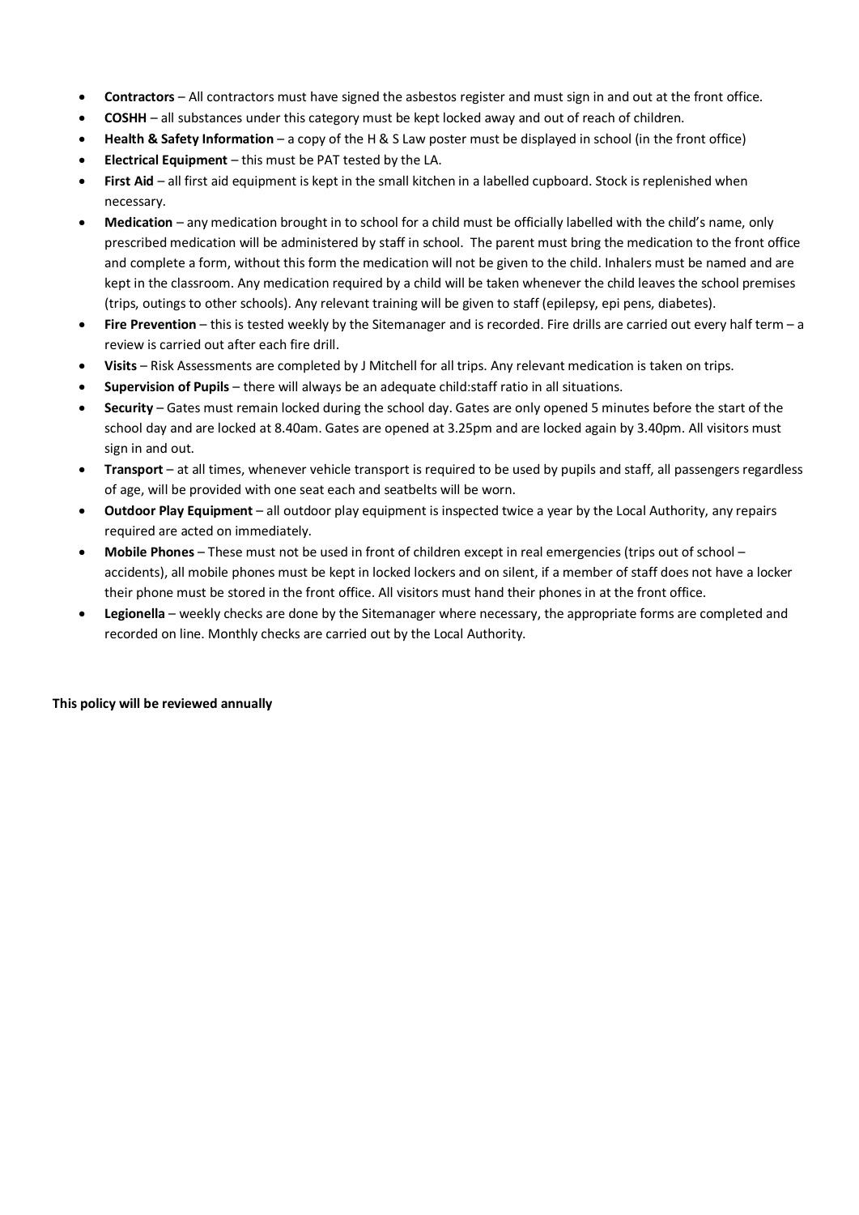- **Contractors** – All contractors must have signed the asbestos register and must sign in and out at the front office.
- **COSHH** – all substances under this category must be kept locked away and out of reach of children.
- **Health & Safety Information** – a copy of the H & S Law poster must be displayed in school (in the front office)
- **Electrical Equipment** – this must be PAT tested by the LA.
- **First Aid** – all first aid equipment is kept in the small kitchen in a labelled cupboard. Stock is replenished when necessary.
- **Medication** – any medication brought in to school for a child must be officially labelled with the child's name, only prescribed medication will be administered by staff in school. The parent must bring the medication to the front office and complete a form, without this form the medication will not be given to the child. Inhalers must be named and are kept in the classroom. Any medication required by a child will be taken whenever the child leaves the school premises (trips, outings to other schools). Any relevant training will be given to staff (epilepsy, epi pens, diabetes).
- **Fire Prevention** – this is tested weekly by the Sitemanager and is recorded. Fire drills are carried out every half term – a review is carried out after each fire drill.
- **Visits** – Risk Assessments are completed by J Mitchell for all trips. Any relevant medication is taken on trips.
- **Supervision of Pupils** – there will always be an adequate child:staff ratio in all situations.
- **Security** – Gates must remain locked during the school day. Gates are only opened 5 minutes before the start of the school day and are locked at 8.40am. Gates are opened at 3.25pm and are locked again by 3.40pm. All visitors must sign in and out.
- **Transport** – at all times, whenever vehicle transport is required to be used by pupils and staff, all passengers regardless of age, will be provided with one seat each and seatbelts will be worn.
- **Outdoor Play Equipment** – all outdoor play equipment is inspected twice a year by the Local Authority, any repairs required are acted on immediately.
- **Mobile Phones** – These must not be used in front of children except in real emergencies (trips out of school – accidents), all mobile phones must be kept in locked lockers and on silent, if a member of staff does not have a locker their phone must be stored in the front office. All visitors must hand their phones in at the front office.
- **Legionella** – weekly checks are done by the Sitemanager where necessary, the appropriate forms are completed and recorded on line. Monthly checks are carried out by the Local Authority.

**This policy will be reviewed annually**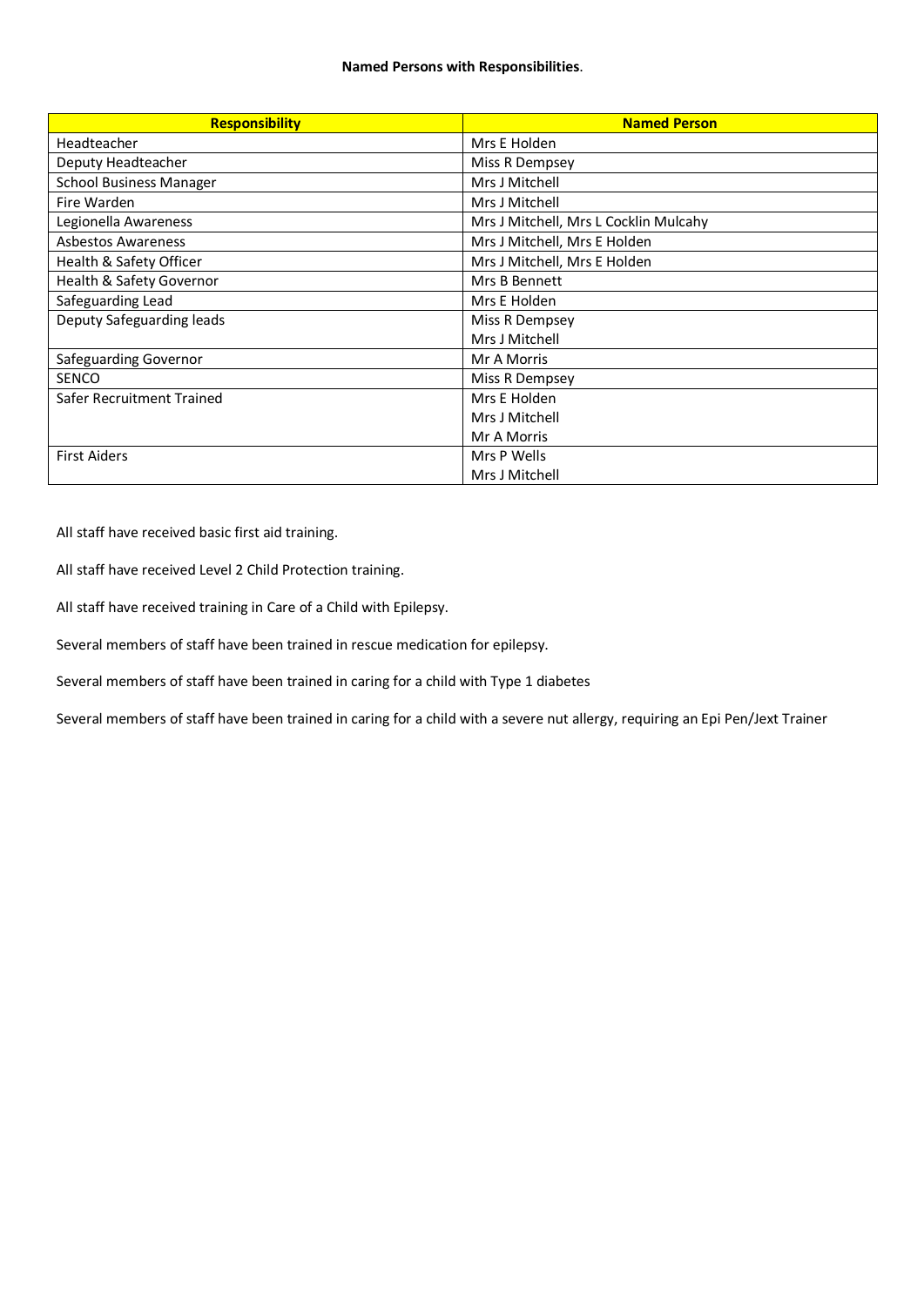**Named Persons with Responsibilities**.

| Responsibility | Named Person |
|---|---|
| Headteacher | Mrs E Holden |
| Deputy Headteacher | Miss R Dempsey |
| School Business Manager | Mrs J Mitchell |
| Fire Warden | Mrs J Mitchell |
| Legionella Awareness | Mrs J Mitchell, Mrs L Cocklin Mulcahy |
| Asbestos Awareness | Mrs J Mitchell, Mrs E Holden |
| Health & Safety Officer | Mrs J Mitchell, Mrs E Holden |
| Health & Safety Governor | Mrs B Bennett |
| Safeguarding Lead | Mrs E Holden |
| Deputy Safeguarding leads | Miss R Dempsey<br>Mrs J Mitchell |
| Safeguarding Governor | Mr A Morris |
| SENCO | Miss R Dempsey |
| Safer Recruitment Trained | Mrs E Holden<br>Mrs J Mitchell<br>Mr A Morris |
| First Aiders | Mrs P Wells<br>Mrs J Mitchell |

All staff have received basic first aid training.

All staff have received Level 2 Child Protection training.

All staff have received training in Care of a Child with Epilepsy.

Several members of staff have been trained in rescue medication for epilepsy.

Several members of staff have been trained in caring for a child with Type 1 diabetes

Several members of staff have been trained in caring for a child with a severe nut allergy, requiring an Epi Pen/Jext Trainer